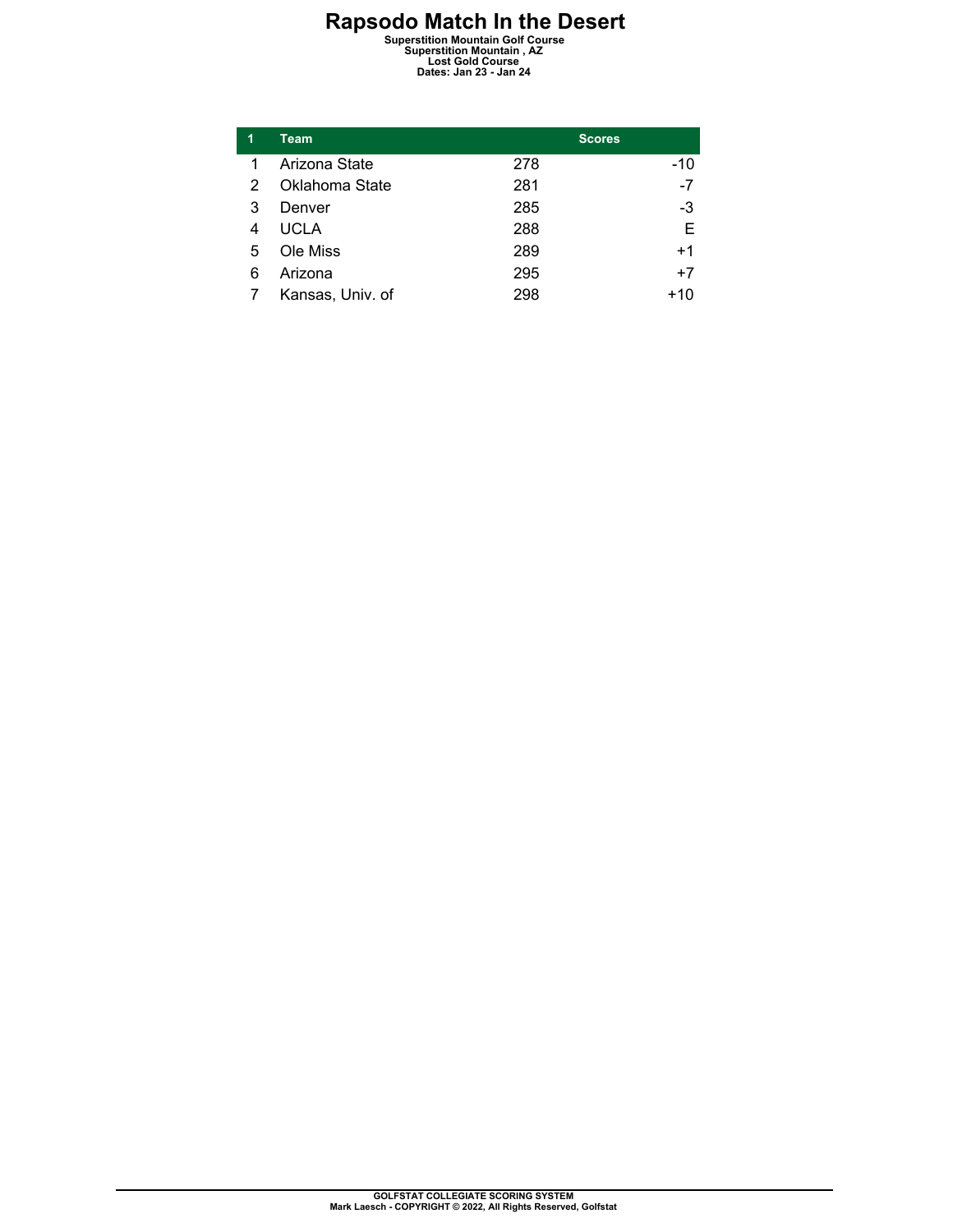# Rapsodo Match In the Desert

**Superstition Mountain Golf Course**
**Superstition Mountain , AZ**
**Lost Gold Course**
**Dates: Jan 23 - Jan 24**

| 1 | Team | Scores | |
|---|---|---|---|
| 1 | Arizona State | 278 | -10 |
| 2 | Oklahoma State | 281 | -7 |
| 3 | Denver | 285 | -3 |
| 4 | UCLA | 288 | E |
| 5 | Ole Miss | 289 | +1 |
| 6 | Arizona | 295 | +7 |
| 7 | Kansas, Univ. of | 298 | +10 |

**GOLFSTAT COLLEGIATE SCORING SYSTEM**
**Mark Laesch - COPYRIGHT © 2022, All Rights Reserved, Golfstat**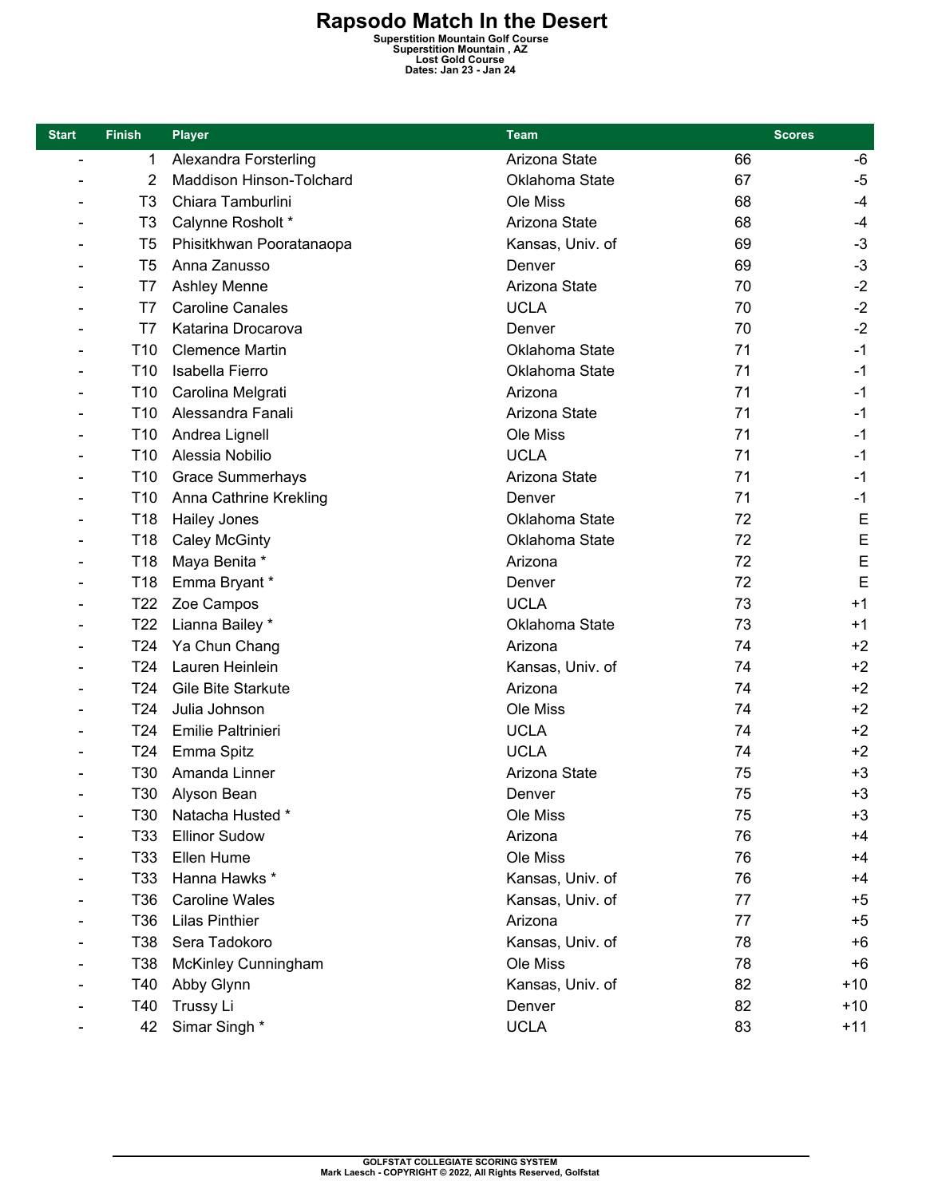# Rapsodo Match In the Desert

**Superstition Mountain Golf Course**
**Superstition Mountain , AZ**
**Lost Gold Course**
**Dates: Jan 23 - Jan 24**

| Start | Finish | Player | Team | Scores | |
|---|---|---|---|---|---|
| - | 1 | Alexandra Forsterling | Arizona State | 66 | -6 |
| - | 2 | Maddison Hinson-Tolchard | Oklahoma State | 67 | -5 |
| - | T3 | Chiara Tamburlini | Ole Miss | 68 | -4 |
| - | T3 | Calynne Rosholt * | Arizona State | 68 | -4 |
| - | T5 | Phisitkhwan Pooratanaopa | Kansas, Univ. of | 69 | -3 |
| - | T5 | Anna Zanusso | Denver | 69 | -3 |
| - | T7 | Ashley Menne | Arizona State | 70 | -2 |
| - | T7 | Caroline Canales | UCLA | 70 | -2 |
| - | T7 | Katarina Drocarova | Denver | 70 | -2 |
| - | T10 | Clemence Martin | Oklahoma State | 71 | -1 |
| - | T10 | Isabella Fierro | Oklahoma State | 71 | -1 |
| - | T10 | Carolina Melgrati | Arizona | 71 | -1 |
| - | T10 | Alessandra Fanali | Arizona State | 71 | -1 |
| - | T10 | Andrea Lignell | Ole Miss | 71 | -1 |
| - | T10 | Alessia Nobilio | UCLA | 71 | -1 |
| - | T10 | Grace Summerhays | Arizona State | 71 | -1 |
| - | T10 | Anna Cathrine Krekling | Denver | 71 | -1 |
| - | T18 | Hailey Jones | Oklahoma State | 72 | E |
| - | T18 | Caley McGinty | Oklahoma State | 72 | E |
| - | T18 | Maya Benita * | Arizona | 72 | E |
| - | T18 | Emma Bryant * | Denver | 72 | E |
| - | T22 | Zoe Campos | UCLA | 73 | +1 |
| - | T22 | Lianna Bailey * | Oklahoma State | 73 | +1 |
| - | T24 | Ya Chun Chang | Arizona | 74 | +2 |
| - | T24 | Lauren Heinlein | Kansas, Univ. of | 74 | +2 |
| - | T24 | Gile Bite Starkute | Arizona | 74 | +2 |
| - | T24 | Julia Johnson | Ole Miss | 74 | +2 |
| - | T24 | Emilie Paltrinieri | UCLA | 74 | +2 |
| - | T24 | Emma Spitz | UCLA | 74 | +2 |
| - | T30 | Amanda Linner | Arizona State | 75 | +3 |
| - | T30 | Alyson Bean | Denver | 75 | +3 |
| - | T30 | Natacha Husted * | Ole Miss | 75 | +3 |
| - | T33 | Ellinor Sudow | Arizona | 76 | +4 |
| - | T33 | Ellen Hume | Ole Miss | 76 | +4 |
| - | T33 | Hanna Hawks * | Kansas, Univ. of | 76 | +4 |
| - | T36 | Caroline Wales | Kansas, Univ. of | 77 | +5 |
| - | T36 | Lilas Pinthier | Arizona | 77 | +5 |
| - | T38 | Sera Tadokoro | Kansas, Univ. of | 78 | +6 |
| - | T38 | McKinley Cunningham | Ole Miss | 78 | +6 |
| - | T40 | Abby Glynn | Kansas, Univ. of | 82 | +10 |
| - | T40 | Trussy Li | Denver | 82 | +10 |
| - | 42 | Simar Singh * | UCLA | 83 | +11 |

GOLFSTAT COLLEGIATE SCORING SYSTEM
Mark Laesch - COPYRIGHT © 2022, All Rights Reserved, Golfstat